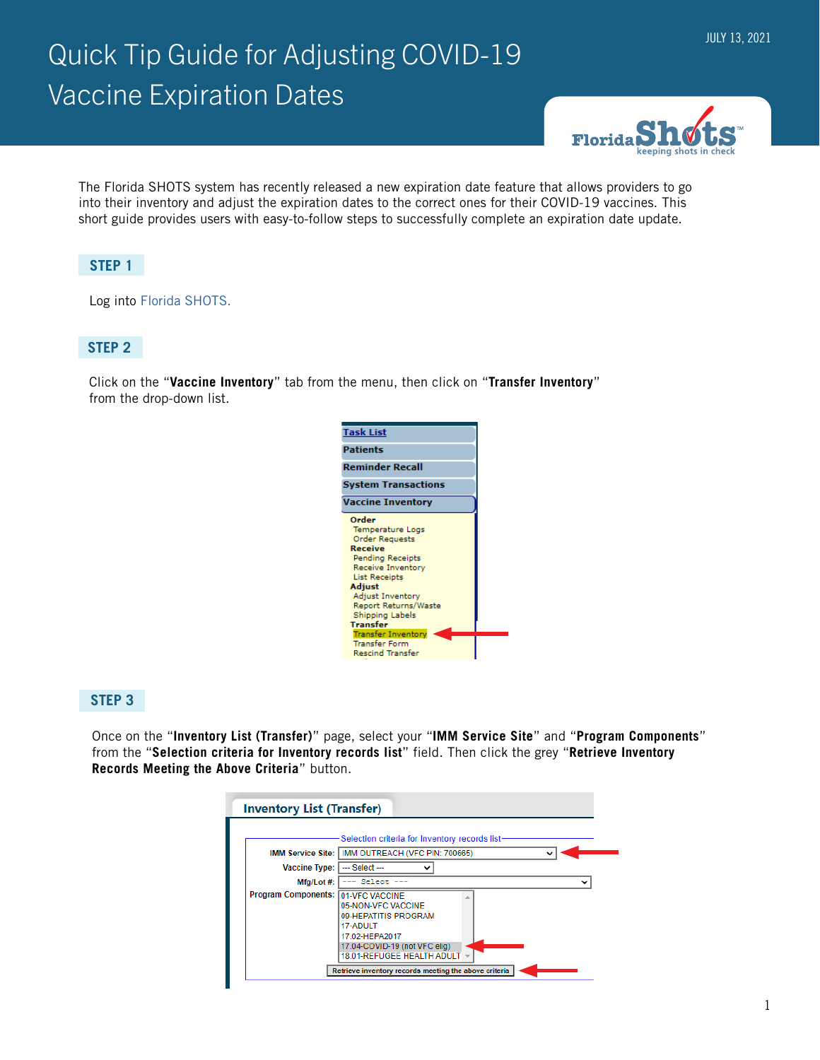# Quick Tip Guide for Adjusting COVID-19 Vaccine Expiration Dates

JULY 13, 2021

The Florida SHOTS system has recently released a new expiration date feature that allows providers to go into their inventory and adjust the expiration dates to the correct ones for their COVID-19 vaccines. This short guide provides users with easy-to-follow steps to successfully complete an expiration date update.

## STEP 1

Log into Florida SHOTS.

## STEP 2

Click on the "**Vaccine Inventory**" tab from the menu, then click on "**Transfer Inventory**" from the drop-down list.

## STEP 3

Once on the "**Inventory List (Transfer)**" page, select your "**IMM Service Site**" and "**Program Components**" from the "**Selection criteria for Inventory records list**" field. Then click the grey "**Retrieve Inventory Records Meeting the Above Criteria**" button.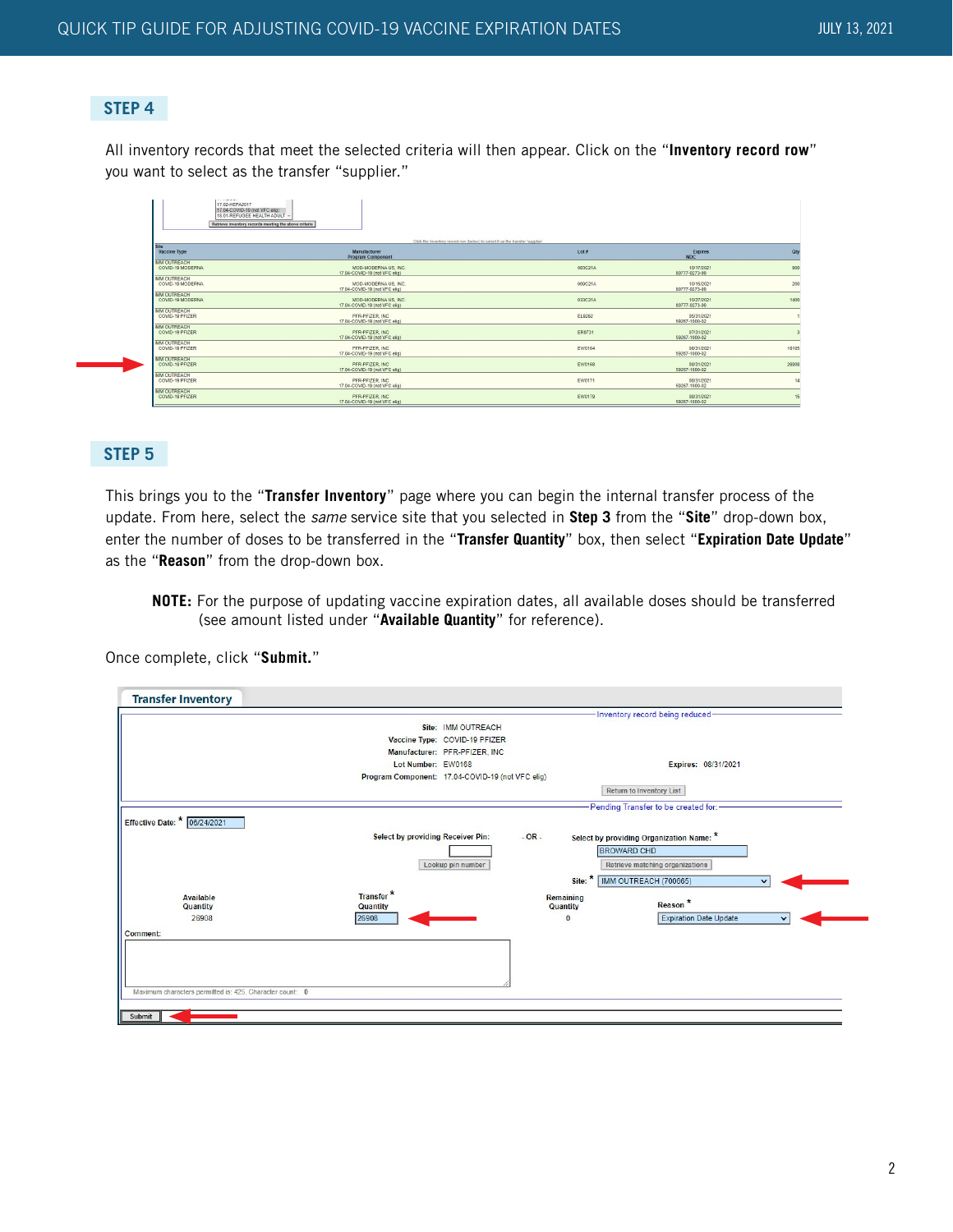## STEP 4

All inventory records that meet the selected criteria will then appear. Click on the "**Inventory record row**" you want to select as the transfer "supplier."

## STEP 5

This brings you to the "**Transfer Inventory**" page where you can begin the internal transfer process of the update. From here, select the *same* service site that you selected in **Step 3** from the "**Site**" drop-down box, enter the number of doses to be transferred in the "**Transfer Quantity**" box, then select "**Expiration Date Update**" as the "**Reason**" from the drop-down box.

> **NOTE:** For the purpose of updating vaccine expiration dates, all available doses should be transferred (see amount listed under "**Available Quantity**" for reference).

Once complete, click "**Submit.**"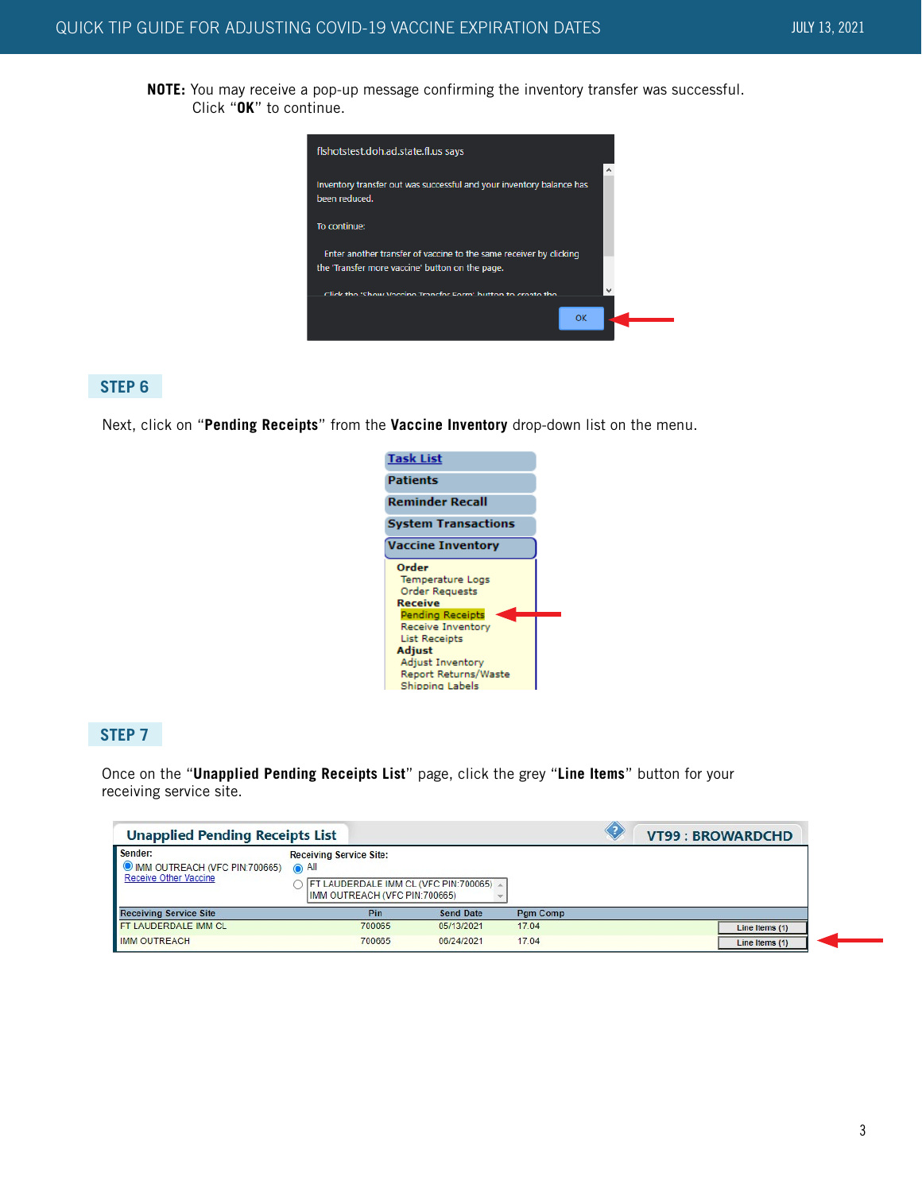**NOTE:** You may receive a pop-up message confirming the inventory transfer was successful. Click "**OK**" to continue.

## STEP 6

Next, click on "**Pending Receipts**" from the **Vaccine Inventory** drop-down list on the menu.

## STEP 7

Once on the "**Unapplied Pending Receipts List**" page, click the grey "**Line Items**" button for your receiving service site.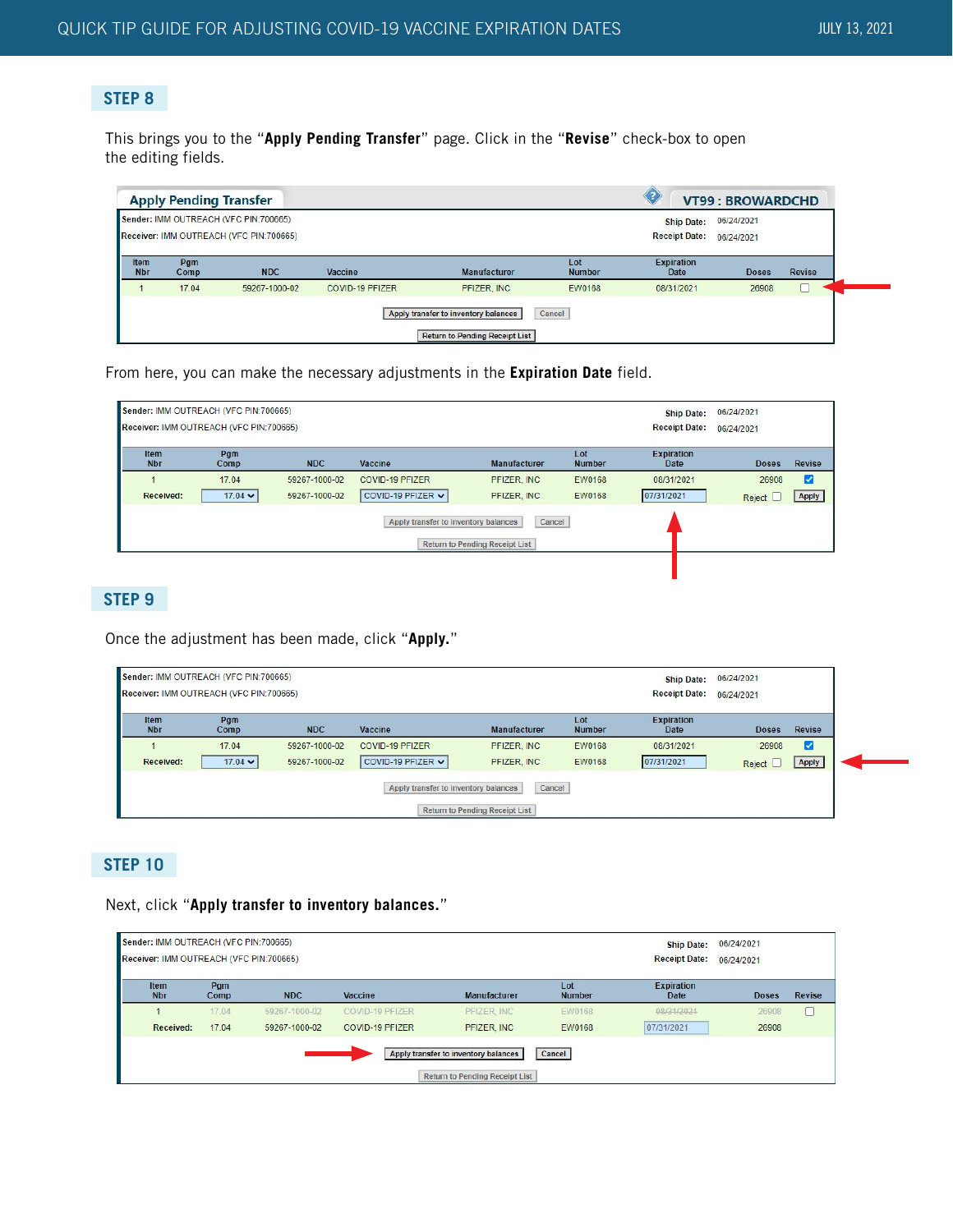## STEP 8

This brings you to the "**Apply Pending Transfer**" page. Click in the "**Revise**" check-box to open the editing fields.

**Apply Pending Transfer** — VT99 : BROWARDCHD

Sender: IMM OUTREACH (VFC PIN:700665) — Ship Date: 06/24/2021
Receiver: IMM OUTREACH (VFC PIN:700665) — Receipt Date: 06/24/2021

| Item Nbr | Pgm Comp | NDC | Vaccine | Manufacturer | Lot Number | Expiration Date | Doses | Revise |
|---|---|---|---|---|---|---|---|---|
| 1 | 17.04 | 59267-1000-02 | COVID-19 PFIZER | PFIZER, INC | EW0168 | 08/31/2021 | 26908 | ☐ |

Apply transfer to inventory balance | Cancel
Return to Pending Receipt List

From here, you can make the necessary adjustments in the **Expiration Date** field.

Sender: IMM OUTREACH (VFC PIN:700665) — Ship Date: 06/24/2021
Receiver: IMM OUTREACH (VFC PIN:700665) — Receipt Date: 06/24/2021

| Item Nbr | Pgm Comp | NDC | Vaccine | Manufacturer | Lot Number | Expiration Date | Doses | Revise |
|---|---|---|---|---|---|---|---|---|
| 1 | 17.04 | 59267-1000-02 | COVID-19 PFIZER | PFIZER, INC | EW0168 | 08/31/2021 | 26908 | ☑ |
| Received: | 17.04 | 59267-1000-02 | COVID-19 PFIZER | PFIZER, INC | EW0168 | 07/31/2021 | Reject ☐ | Apply |

Apply transfer to inventory balances | Cancel
Return to Pending Receipt List

## STEP 9

Once the adjustment has been made, click "**Apply.**"

Sender: IMM OUTREACH (VFC PIN:700665) — Ship Date: 06/24/2021
Receiver: IMM OUTREACH (VFC PIN:700665) — Receipt Date: 06/24/2021

| Item Nbr | Pgm Comp | NDC | Vaccine | Manufacturer | Lot Number | Expiration Date | Doses | Revise |
|---|---|---|---|---|---|---|---|---|
| 1 | 17.04 | 59267-1000-02 | COVID-19 PFIZER | PFIZER, INC | EW0168 | 08/31/2021 | 26908 | ☑ |
| Received: | 17.04 | 59267-1000-02 | COVID-19 PFIZER | PFIZER, INC | EW0168 | 07/31/2021 | Reject ☐ | Apply |

Apply transfer to inventory balances | Cancel
Return to Pending Receipt List

## STEP 10

Next, click "**Apply transfer to inventory balances.**"

Sender: IMM OUTREACH (VFC PIN:700665) — Ship Date: 06/24/2021
Receiver: IMM OUTREACH (VFC PIN:700665) — Receipt Date: 06/24/2021

| Item Nbr | Pgm Comp | NDC | Vaccine | Manufacturer | Lot Number | Expiration Date | Doses | Revise |
|---|---|---|---|---|---|---|---|---|
| 1 | 17.04 | 59267-1000-02 | COVID-19 PFIZER | PFIZER, INC | EW0168 | ~~08/31/2021~~ | 26908 | ☐ |
| Received: | 17.04 | 59267-1000-02 | COVID-19 PFIZER | PFIZER, INC | EW0168 | 07/31/2021 | 26908 | |

Apply transfer to inventory balances | Cancel
Return to Pending Receipt List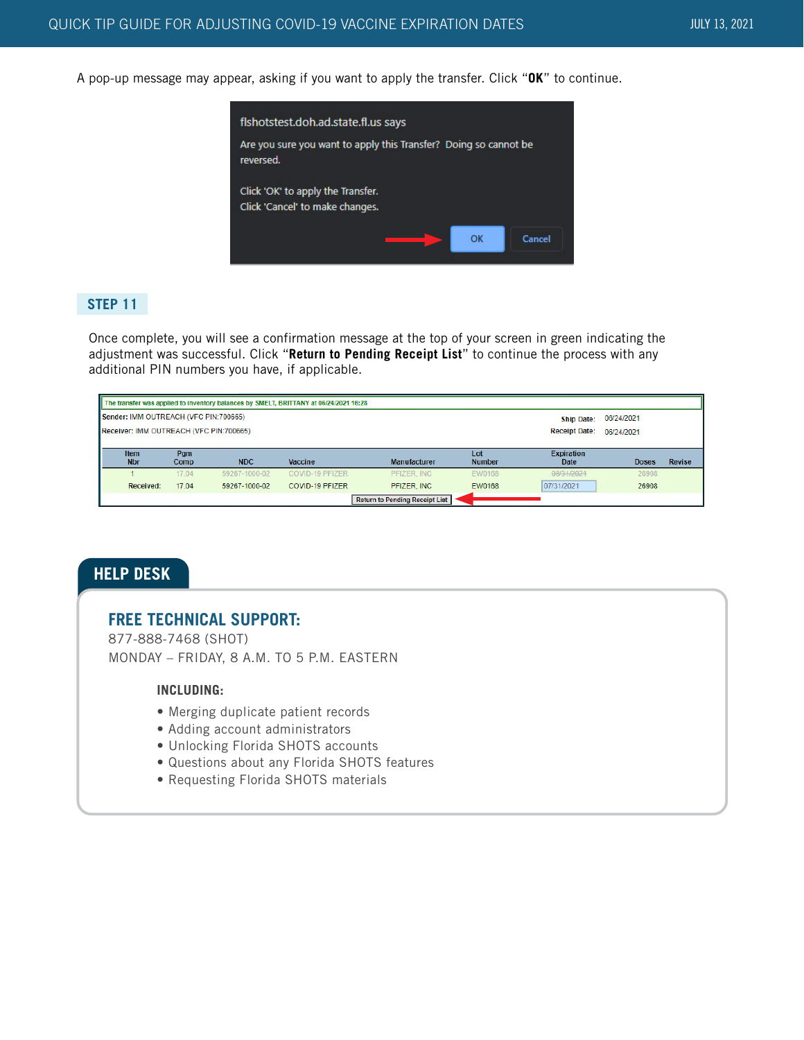A pop-up message may appear, asking if you want to apply the transfer. Click "**OK**" to continue.

flshotstest.doh.ad.state.fl.us says

Are you sure you want to apply this Transfer? Doing so cannot be reversed.

Click 'OK' to apply the Transfer.
Click 'Cancel' to make changes.

OK Cancel

## STEP 11

Once complete, you will see a confirmation message at the top of your screen in green indicating the adjustment was successful. Click "**Return to Pending Receipt List**" to continue the process with any additional PIN numbers you have, if applicable.

The transfer was applied to inventory balances by SMELT, BRITTANY at 06/24/2021 16:28

Sender: IMM OUTREACH (VFC PIN:700665) Ship Date: 06/24/2021

Receiver: IMM OUTREACH (VFC PIN:700665) Receipt Date: 06/24/2021

| Item Nbr | Pgm Comp | NDC | Vaccine | Manufacturer | Lot Number | Expiration Date | Doses | Revise |
|---|---|---|---|---|---|---|---|---|
| 1 | 17.04 | 59267-1000-02 | COVID-19 PFIZER | PFIZER, INC | EW0168 | ~~08/31/2021~~ | 26908 | |
| Received: | 17.04 | 59267-1000-02 | COVID-19 PFIZER | PFIZER, INC | EW0168 | 07/31/2021 | 26908 | |

Return to Pending Receipt List

## HELP DESK

### FREE TECHNICAL SUPPORT:

877-888-7468 (SHOT)
MONDAY – FRIDAY, 8 A.M. TO 5 P.M. EASTERN

**INCLUDING:**

- Merging duplicate patient records
- Adding account administrators
- Unlocking Florida SHOTS accounts
- Questions about any Florida SHOTS features
- Requesting Florida SHOTS materials